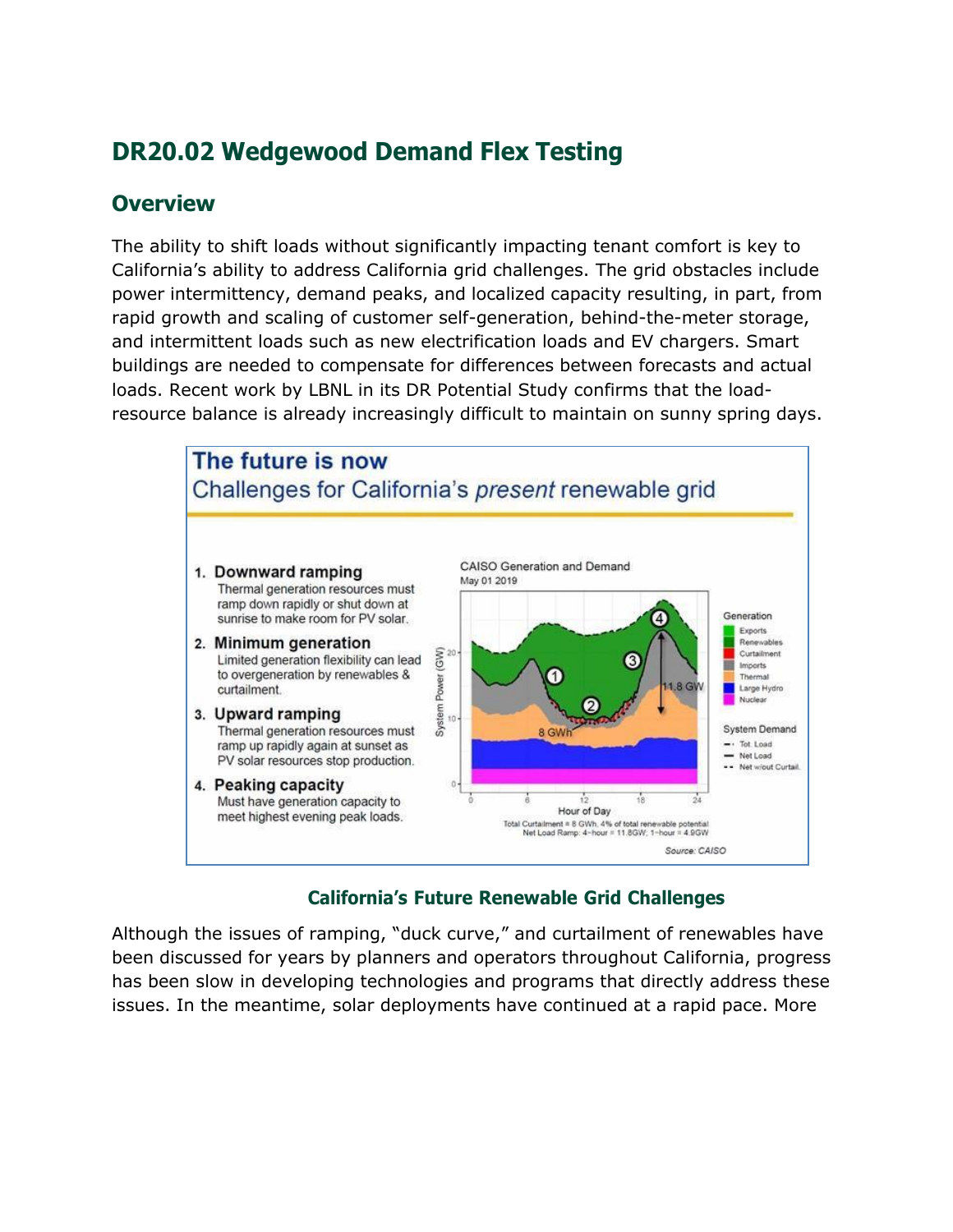# DR20.02 Wedgewood Demand Flex Testing

## Overview

The ability to shift loads without significantly impacting tenant comfort is key to California's ability to address California grid challenges. The grid obstacles include power intermittency, demand peaks, and localized capacity resulting, in part, from rapid growth and scaling of customer self-generation, behind-the-meter storage, and intermittent loads such as new electrification loads and EV chargers. Smart buildings are needed to compensate for differences between forecasts and actual loads. Recent work by LBNL in its DR Potential Study confirms that the load-resource balance is already increasingly difficult to maintain on sunny spring days.

The future is now

Challenges for California's *present* renewable grid

1. **Downward ramping**
   Thermal generation resources must ramp down rapidly or shut down at sunrise to make room for PV solar.
2. **Minimum generation**
   Limited generation flexibility can lead to overgeneration by renewables & curtailment.
3. **Upward ramping**
   Thermal generation resources must ramp up rapidly again at sunset as PV solar resources stop production.
4. **Peaking capacity**
   Must have generation capacity to meet highest evening peak loads.

CAISO Generation and Demand
May 01 2019

System Power (GW)
Hour of Day
8 GWh
11.8 GW
Generation: Exports, Renewables, Curtailment, Imports, Thermal, Large Hydro, Nuclear
System Demand: Tot. Load, Net Load, Net w/out Curtail.
Total Curtailment = 8 GWh, 4% of total renewable potential
Net Load Ramp: 4-hour = 11.8GW; 1-hour = 4.9GW

Source: CAISO

**California's Future Renewable Grid Challenges**

Although the issues of ramping, "duck curve," and curtailment of renewables have been discussed for years by planners and operators throughout California, progress has been slow in developing technologies and programs that directly address these issues. In the meantime, solar deployments have continued at a rapid pace. More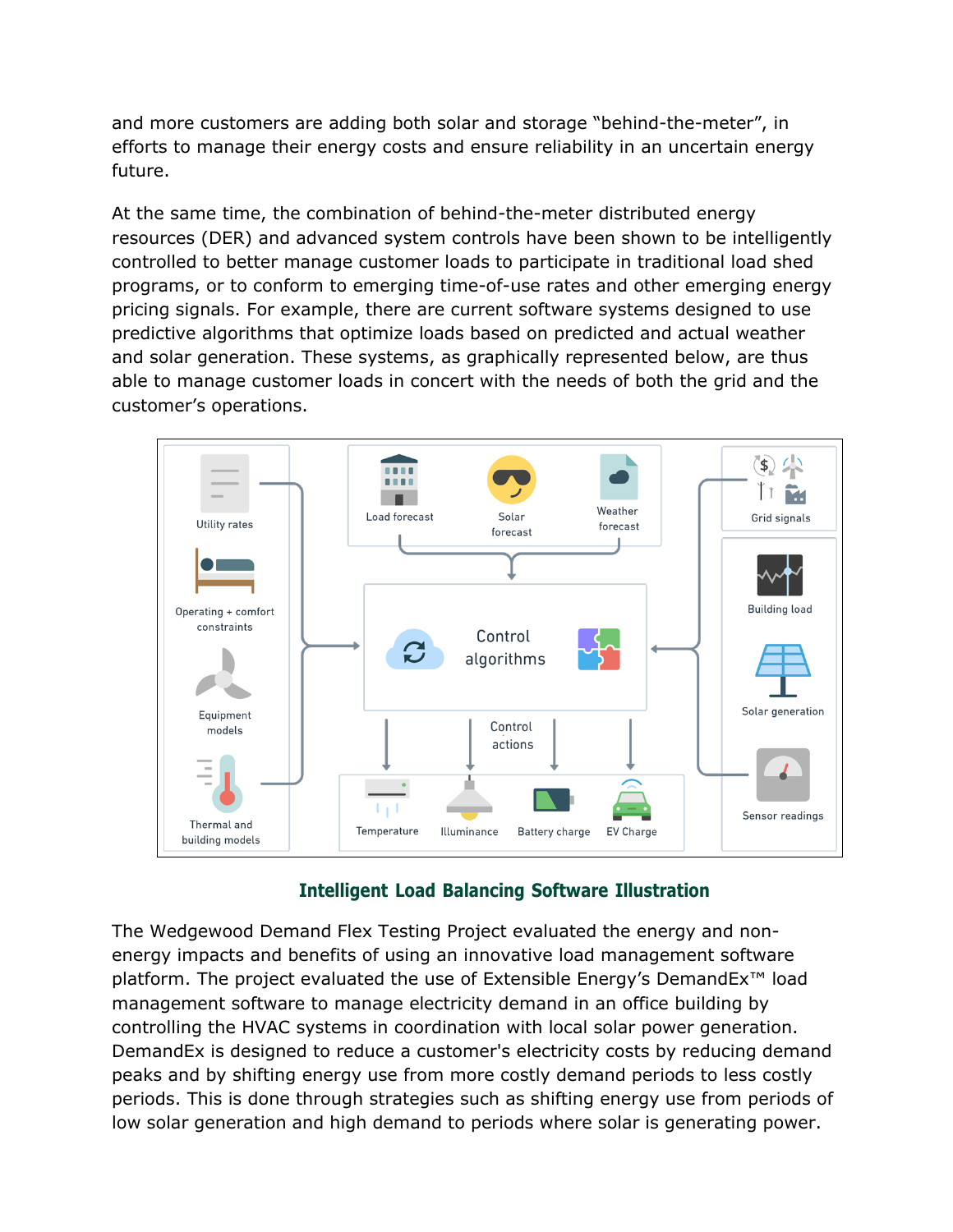and more customers are adding both solar and storage “behind-the-meter”, in efforts to manage their energy costs and ensure reliability in an uncertain energy future.

At the same time, the combination of behind-the-meter distributed energy resources (DER) and advanced system controls have been shown to be intelligently controlled to better manage customer loads to participate in traditional load shed programs, or to conform to emerging time-of-use rates and other emerging energy pricing signals. For example, there are current software systems designed to use predictive algorithms that optimize loads based on predicted and actual weather and solar generation. These systems, as graphically represented below, are thus able to manage customer loads in concert with the needs of both the grid and the customer’s operations.

**Intelligent Load Balancing Software Illustration**

The Wedgewood Demand Flex Testing Project evaluated the energy and non-energy impacts and benefits of using an innovative load management software platform. The project evaluated the use of Extensible Energy’s DemandEx™ load management software to manage electricity demand in an office building by controlling the HVAC systems in coordination with local solar power generation. DemandEx is designed to reduce a customer's electricity costs by reducing demand peaks and by shifting energy use from more costly demand periods to less costly periods. This is done through strategies such as shifting energy use from periods of low solar generation and high demand to periods where solar is generating power.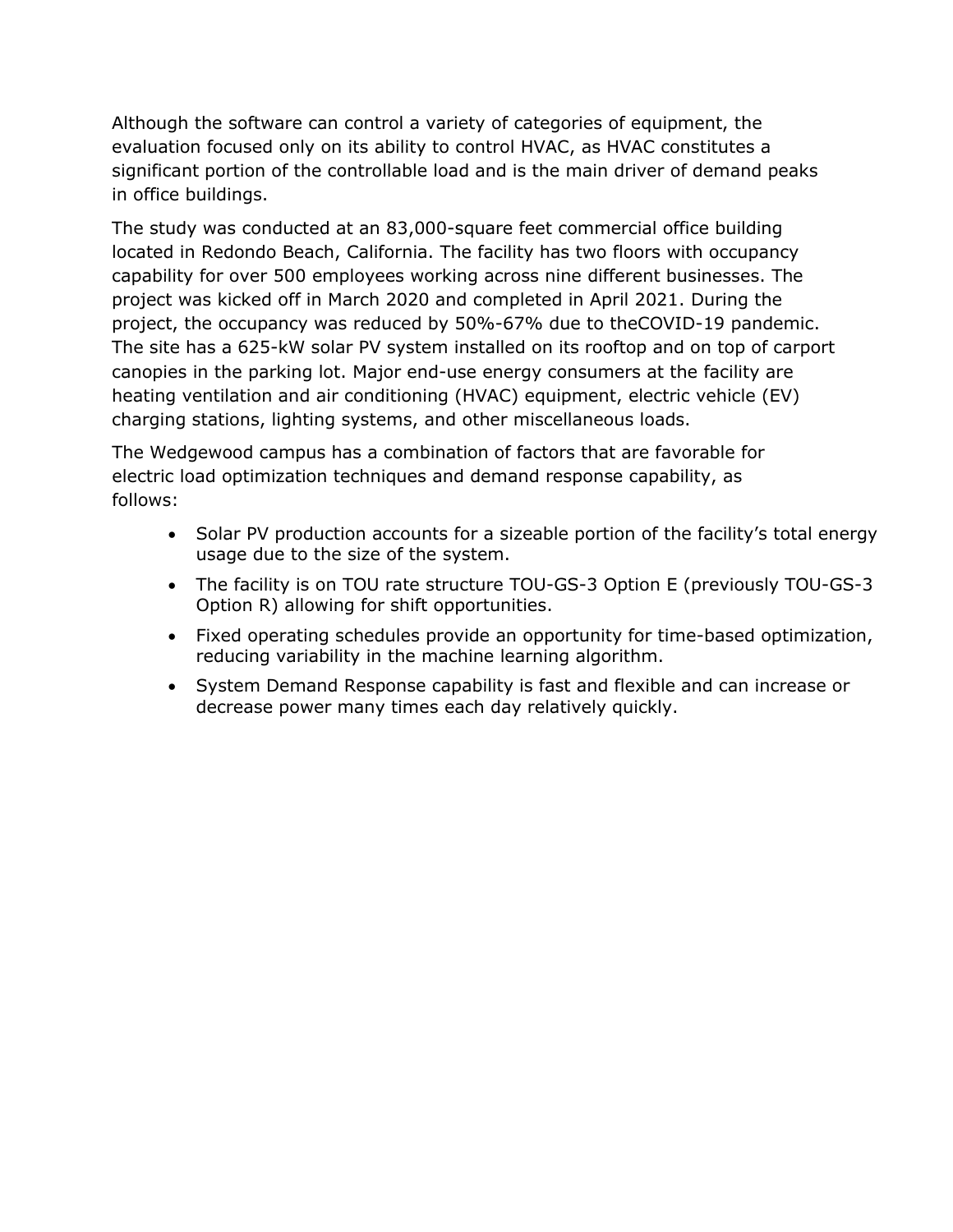Although the software can control a variety of categories of equipment, the evaluation focused only on its ability to control HVAC, as HVAC constitutes a significant portion of the controllable load and is the main driver of demand peaks in office buildings.

The study was conducted at an 83,000-square feet commercial office building located in Redondo Beach, California. The facility has two floors with occupancy capability for over 500 employees working across nine different businesses. The project was kicked off in March 2020 and completed in April 2021. During the project, the occupancy was reduced by 50%-67% due to theCOVID-19 pandemic. The site has a 625-kW solar PV system installed on its rooftop and on top of carport canopies in the parking lot. Major end-use energy consumers at the facility are heating ventilation and air conditioning (HVAC) equipment, electric vehicle (EV) charging stations, lighting systems, and other miscellaneous loads.

The Wedgewood campus has a combination of factors that are favorable for electric load optimization techniques and demand response capability, as follows:

- Solar PV production accounts for a sizeable portion of the facility's total energy usage due to the size of the system.
- The facility is on TOU rate structure TOU-GS-3 Option E (previously TOU-GS-3 Option R) allowing for shift opportunities.
- Fixed operating schedules provide an opportunity for time-based optimization, reducing variability in the machine learning algorithm.
- System Demand Response capability is fast and flexible and can increase or decrease power many times each day relatively quickly.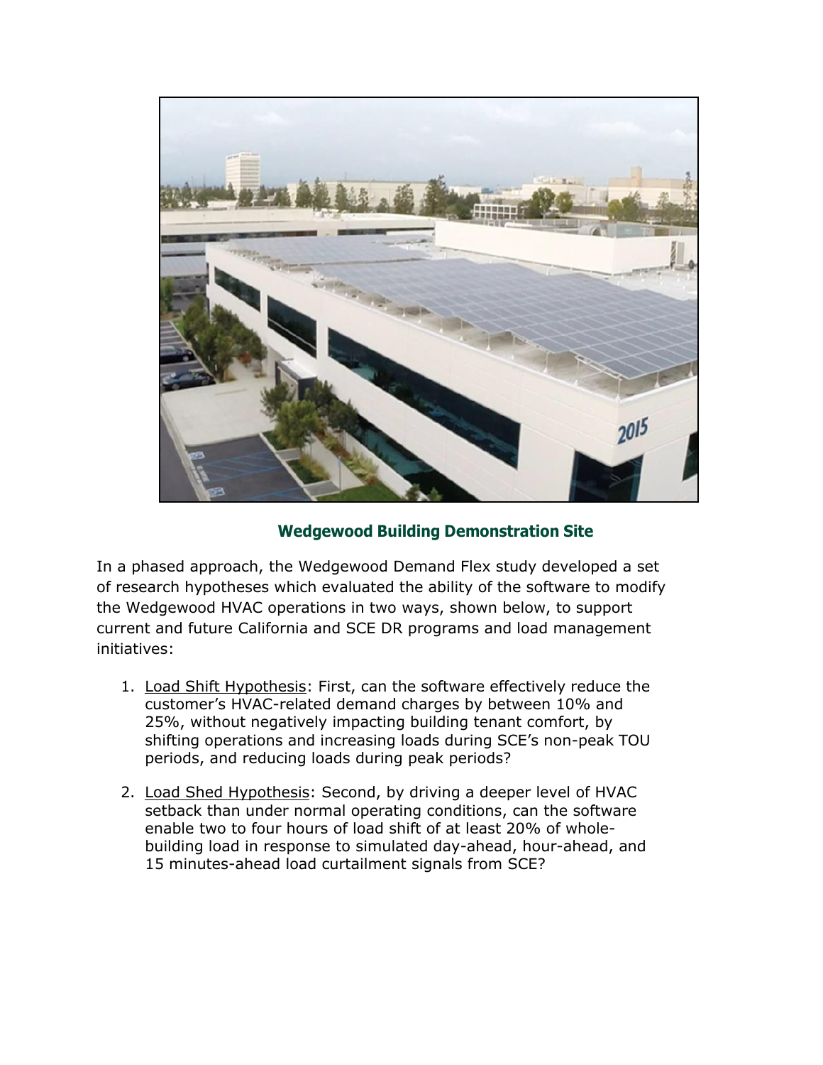**Wedgewood Building Demonstration Site**

In a phased approach, the Wedgewood Demand Flex study developed a set of research hypotheses which evaluated the ability of the software to modify the Wedgewood HVAC operations in two ways, shown below, to support current and future California and SCE DR programs and load management initiatives:

1. Load Shift Hypothesis: First, can the software effectively reduce the customer's HVAC-related demand charges by between 10% and 25%, without negatively impacting building tenant comfort, by shifting operations and increasing loads during SCE's non-peak TOU periods, and reducing loads during peak periods?

2. Load Shed Hypothesis: Second, by driving a deeper level of HVAC setback than under normal operating conditions, can the software enable two to four hours of load shift of at least 20% of whole-building load in response to simulated day-ahead, hour-ahead, and 15 minutes-ahead load curtailment signals from SCE?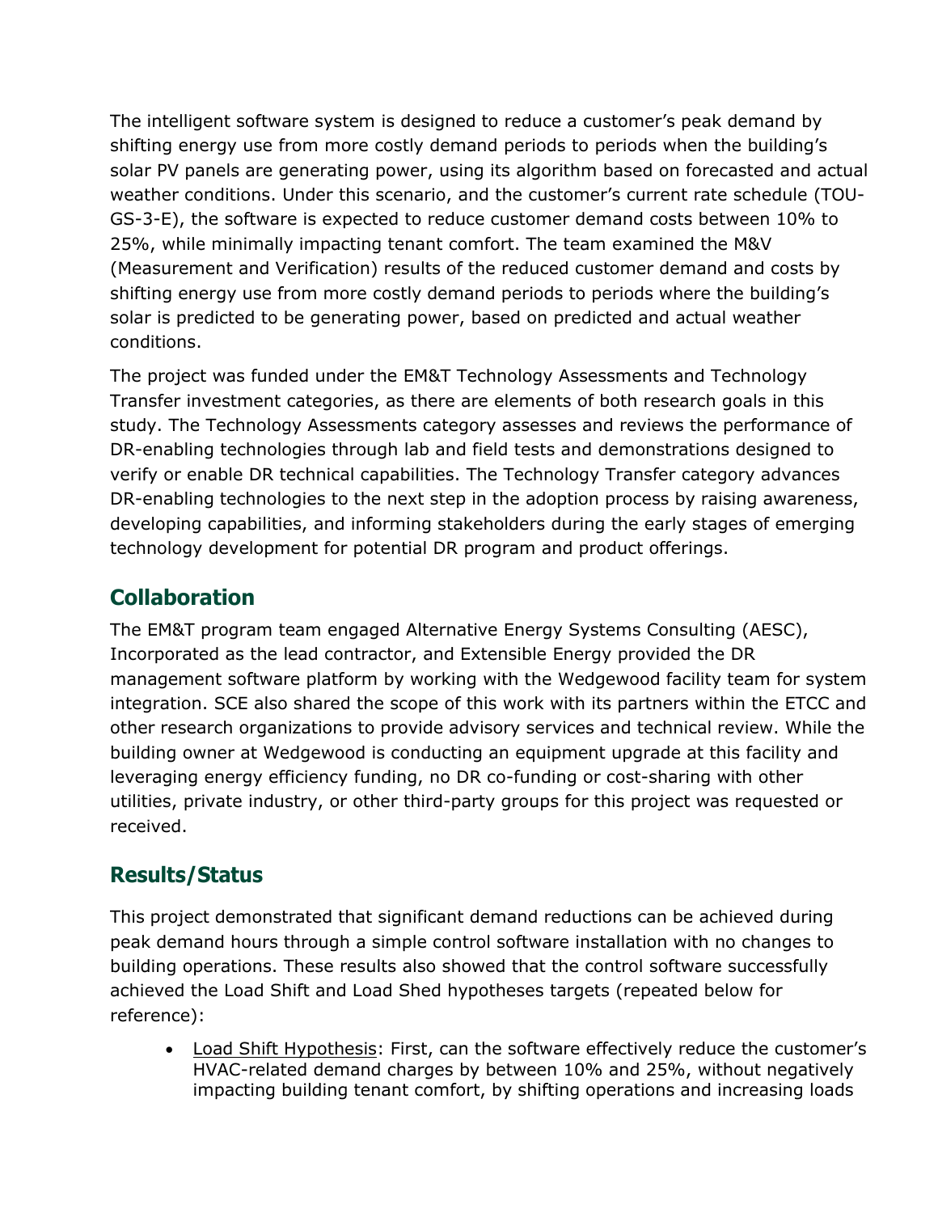The intelligent software system is designed to reduce a customer's peak demand by shifting energy use from more costly demand periods to periods when the building's solar PV panels are generating power, using its algorithm based on forecasted and actual weather conditions. Under this scenario, and the customer's current rate schedule (TOU-GS-3-E), the software is expected to reduce customer demand costs between 10% to 25%, while minimally impacting tenant comfort. The team examined the M&V (Measurement and Verification) results of the reduced customer demand and costs by shifting energy use from more costly demand periods to periods where the building's solar is predicted to be generating power, based on predicted and actual weather conditions.

The project was funded under the EM&T Technology Assessments and Technology Transfer investment categories, as there are elements of both research goals in this study. The Technology Assessments category assesses and reviews the performance of DR-enabling technologies through lab and field tests and demonstrations designed to verify or enable DR technical capabilities. The Technology Transfer category advances DR-enabling technologies to the next step in the adoption process by raising awareness, developing capabilities, and informing stakeholders during the early stages of emerging technology development for potential DR program and product offerings.

## Collaboration

The EM&T program team engaged Alternative Energy Systems Consulting (AESC), Incorporated as the lead contractor, and Extensible Energy provided the DR management software platform by working with the Wedgewood facility team for system integration. SCE also shared the scope of this work with its partners within the ETCC and other research organizations to provide advisory services and technical review. While the building owner at Wedgewood is conducting an equipment upgrade at this facility and leveraging energy efficiency funding, no DR co-funding or cost-sharing with other utilities, private industry, or other third-party groups for this project was requested or received.

## Results/Status

This project demonstrated that significant demand reductions can be achieved during peak demand hours through a simple control software installation with no changes to building operations. These results also showed that the control software successfully achieved the Load Shift and Load Shed hypotheses targets (repeated below for reference):

- Load Shift Hypothesis: First, can the software effectively reduce the customer's HVAC-related demand charges by between 10% and 25%, without negatively impacting building tenant comfort, by shifting operations and increasing loads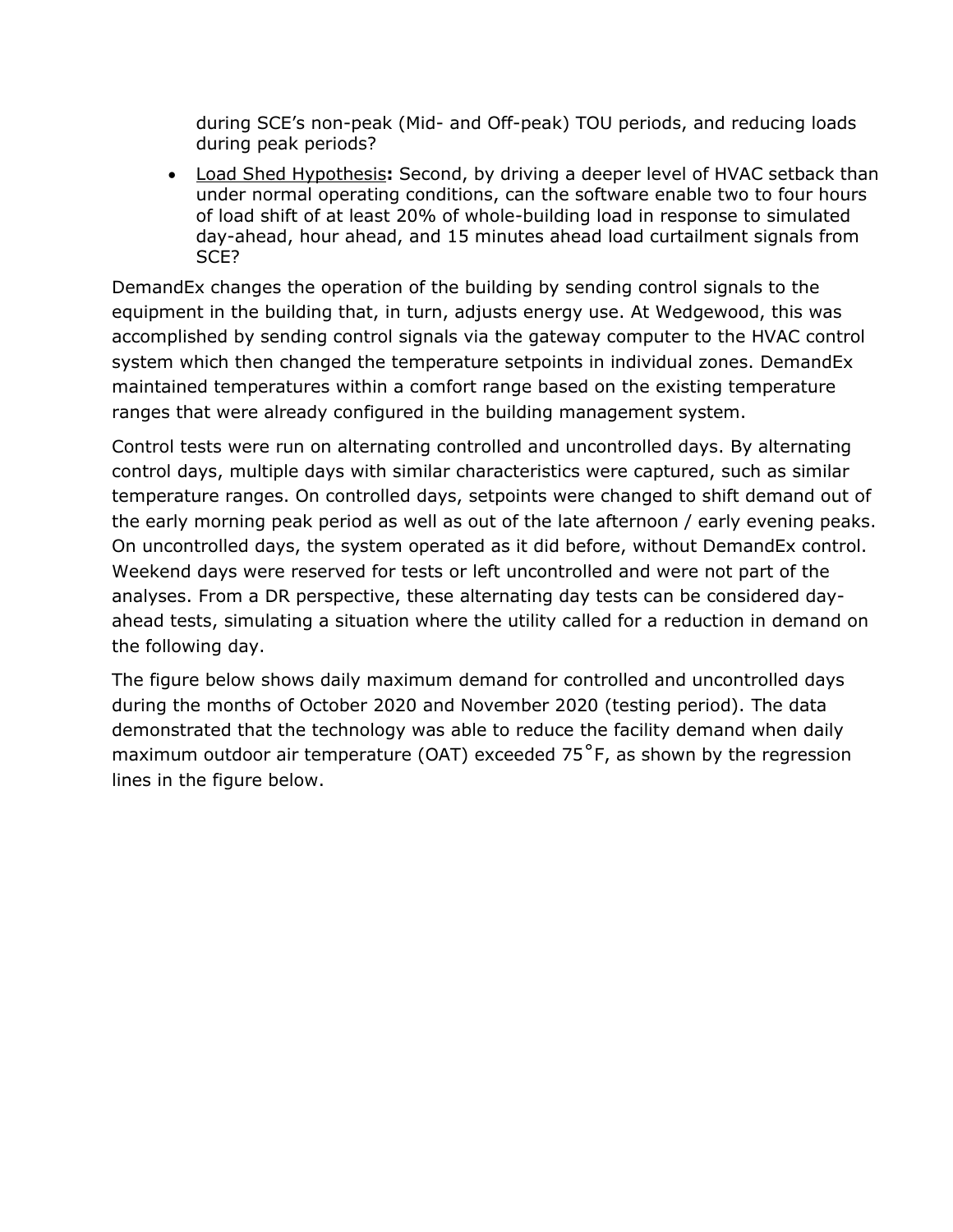during SCE's non-peak (Mid- and Off-peak) TOU periods, and reducing loads during peak periods?

- Load Shed Hypothesis**:** Second, by driving a deeper level of HVAC setback than under normal operating conditions, can the software enable two to four hours of load shift of at least 20% of whole-building load in response to simulated day-ahead, hour ahead, and 15 minutes ahead load curtailment signals from SCE?

DemandEx changes the operation of the building by sending control signals to the equipment in the building that, in turn, adjusts energy use. At Wedgewood, this was accomplished by sending control signals via the gateway computer to the HVAC control system which then changed the temperature setpoints in individual zones. DemandEx maintained temperatures within a comfort range based on the existing temperature ranges that were already configured in the building management system.

Control tests were run on alternating controlled and uncontrolled days. By alternating control days, multiple days with similar characteristics were captured, such as similar temperature ranges. On controlled days, setpoints were changed to shift demand out of the early morning peak period as well as out of the late afternoon / early evening peaks. On uncontrolled days, the system operated as it did before, without DemandEx control. Weekend days were reserved for tests or left uncontrolled and were not part of the analyses. From a DR perspective, these alternating day tests can be considered day-ahead tests, simulating a situation where the utility called for a reduction in demand on the following day.

The figure below shows daily maximum demand for controlled and uncontrolled days during the months of October 2020 and November 2020 (testing period). The data demonstrated that the technology was able to reduce the facility demand when daily maximum outdoor air temperature (OAT) exceeded 75˚F, as shown by the regression lines in the figure below.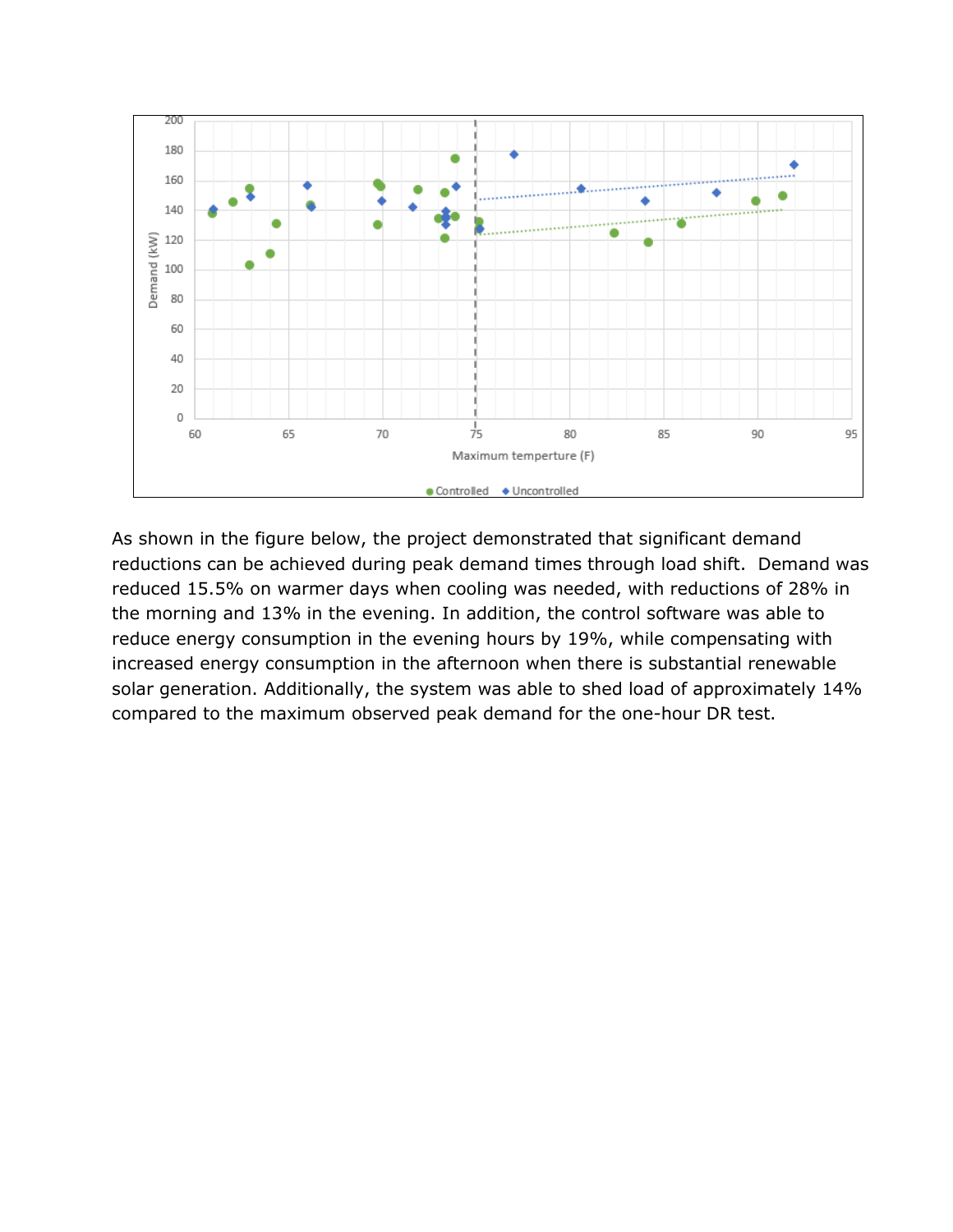200
180
160
140
120
100
80
60
40
20
0

Demand (kW)

60
65
70
75
80
85
90
95

Maximum temperture (F)

Controlled
Uncontrolled

As shown in the figure below, the project demonstrated that significant demand reductions can be achieved during peak demand times through load shift. Demand was reduced 15.5% on warmer days when cooling was needed, with reductions of 28% in the morning and 13% in the evening. In addition, the control software was able to reduce energy consumption in the evening hours by 19%, while compensating with increased energy consumption in the afternoon when there is substantial renewable solar generation. Additionally, the system was able to shed load of approximately 14% compared to the maximum observed peak demand for the one-hour DR test.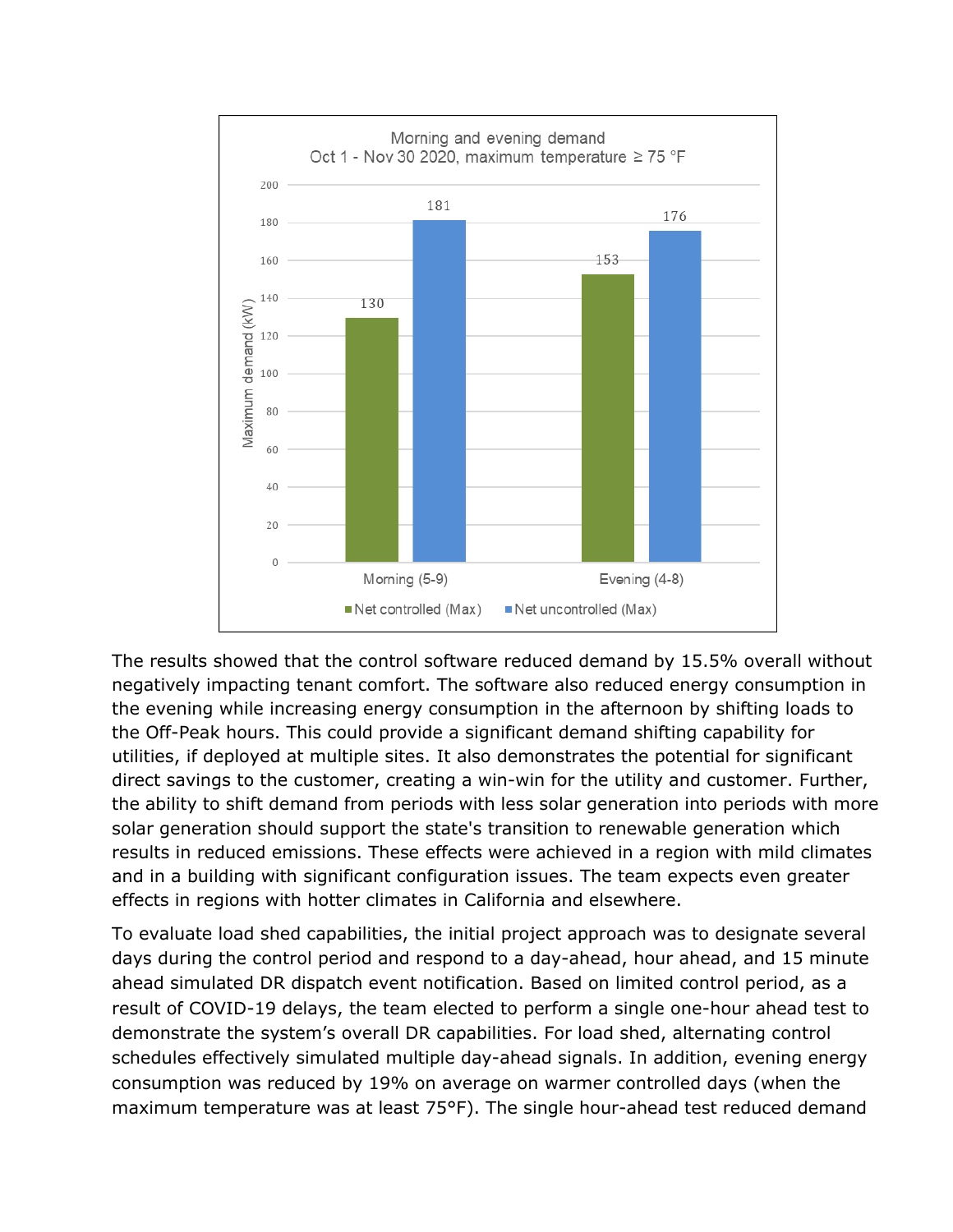Morning and evening demand
Oct 1 - Nov 30 2020, maximum temperature ≥ 75 °F

Maximum demand (kW)

200
180
160
140
120
100
80
60
40
20
0

130
181
153
176

Morning (5-9)
Evening (4-8)

Net controlled (Max)
Net uncontrolled (Max)

The results showed that the control software reduced demand by 15.5% overall without negatively impacting tenant comfort. The software also reduced energy consumption in the evening while increasing energy consumption in the afternoon by shifting loads to the Off-Peak hours. This could provide a significant demand shifting capability for utilities, if deployed at multiple sites. It also demonstrates the potential for significant direct savings to the customer, creating a win-win for the utility and customer. Further, the ability to shift demand from periods with less solar generation into periods with more solar generation should support the state's transition to renewable generation which results in reduced emissions. These effects were achieved in a region with mild climates and in a building with significant configuration issues. The team expects even greater effects in regions with hotter climates in California and elsewhere.

To evaluate load shed capabilities, the initial project approach was to designate several days during the control period and respond to a day-ahead, hour ahead, and 15 minute ahead simulated DR dispatch event notification. Based on limited control period, as a result of COVID-19 delays, the team elected to perform a single one-hour ahead test to demonstrate the system's overall DR capabilities. For load shed, alternating control schedules effectively simulated multiple day-ahead signals. In addition, evening energy consumption was reduced by 19% on average on warmer controlled days (when the maximum temperature was at least 75°F). The single hour-ahead test reduced demand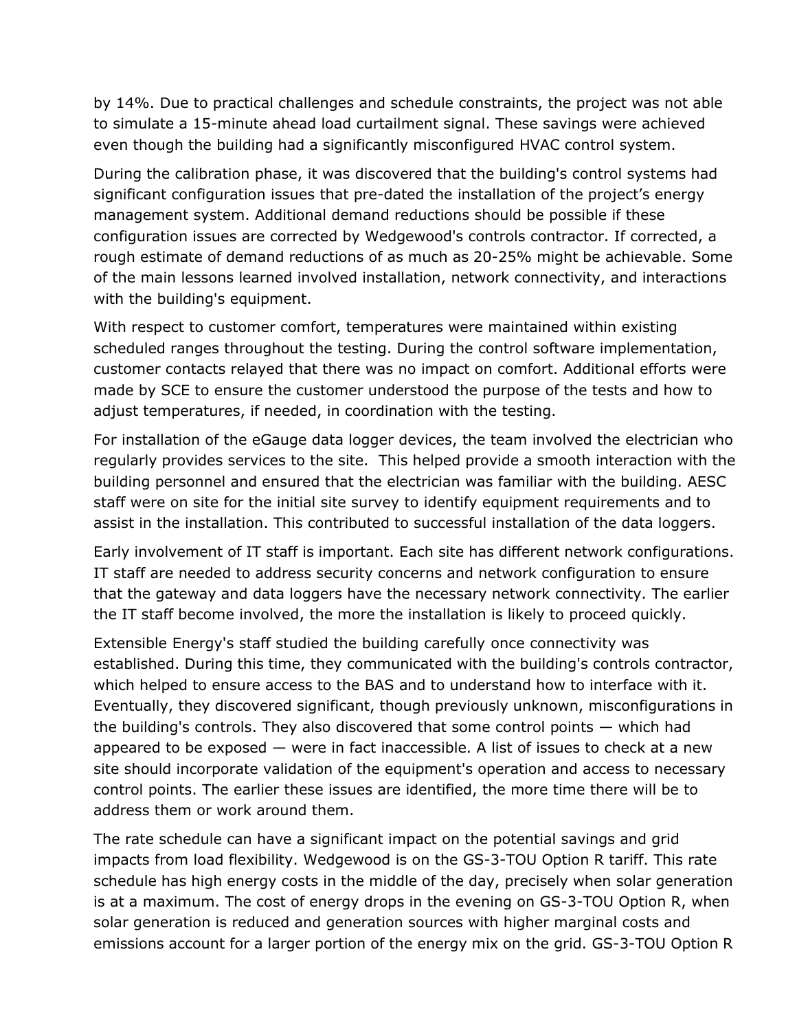by 14%. Due to practical challenges and schedule constraints, the project was not able to simulate a 15-minute ahead load curtailment signal. These savings were achieved even though the building had a significantly misconfigured HVAC control system.

During the calibration phase, it was discovered that the building's control systems had significant configuration issues that pre-dated the installation of the project's energy management system. Additional demand reductions should be possible if these configuration issues are corrected by Wedgewood's controls contractor. If corrected, a rough estimate of demand reductions of as much as 20-25% might be achievable. Some of the main lessons learned involved installation, network connectivity, and interactions with the building's equipment.

With respect to customer comfort, temperatures were maintained within existing scheduled ranges throughout the testing. During the control software implementation, customer contacts relayed that there was no impact on comfort. Additional efforts were made by SCE to ensure the customer understood the purpose of the tests and how to adjust temperatures, if needed, in coordination with the testing.

For installation of the eGauge data logger devices, the team involved the electrician who regularly provides services to the site. This helped provide a smooth interaction with the building personnel and ensured that the electrician was familiar with the building. AESC staff were on site for the initial site survey to identify equipment requirements and to assist in the installation. This contributed to successful installation of the data loggers.

Early involvement of IT staff is important. Each site has different network configurations. IT staff are needed to address security concerns and network configuration to ensure that the gateway and data loggers have the necessary network connectivity. The earlier the IT staff become involved, the more the installation is likely to proceed quickly.

Extensible Energy's staff studied the building carefully once connectivity was established. During this time, they communicated with the building's controls contractor, which helped to ensure access to the BAS and to understand how to interface with it. Eventually, they discovered significant, though previously unknown, misconfigurations in the building's controls. They also discovered that some control points — which had appeared to be exposed — were in fact inaccessible. A list of issues to check at a new site should incorporate validation of the equipment's operation and access to necessary control points. The earlier these issues are identified, the more time there will be to address them or work around them.

The rate schedule can have a significant impact on the potential savings and grid impacts from load flexibility. Wedgewood is on the GS-3-TOU Option R tariff. This rate schedule has high energy costs in the middle of the day, precisely when solar generation is at a maximum. The cost of energy drops in the evening on GS-3-TOU Option R, when solar generation is reduced and generation sources with higher marginal costs and emissions account for a larger portion of the energy mix on the grid. GS-3-TOU Option R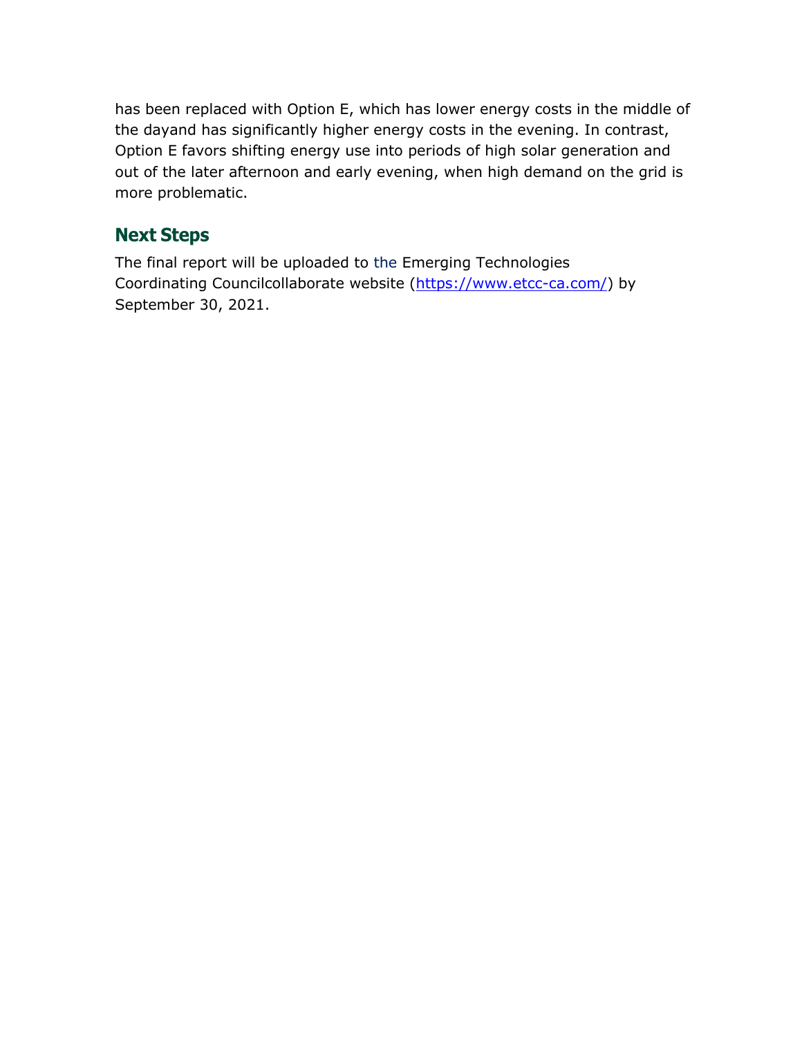has been replaced with Option E, which has lower energy costs in the middle of the dayand has significantly higher energy costs in the evening. In contrast, Option E favors shifting energy use into periods of high solar generation and out of the later afternoon and early evening, when high demand on the grid is more problematic.

## Next Steps

The final report will be uploaded to the Emerging Technologies Coordinating Councilcollaborate website (https://www.etcc-ca.com/) by September 30, 2021.